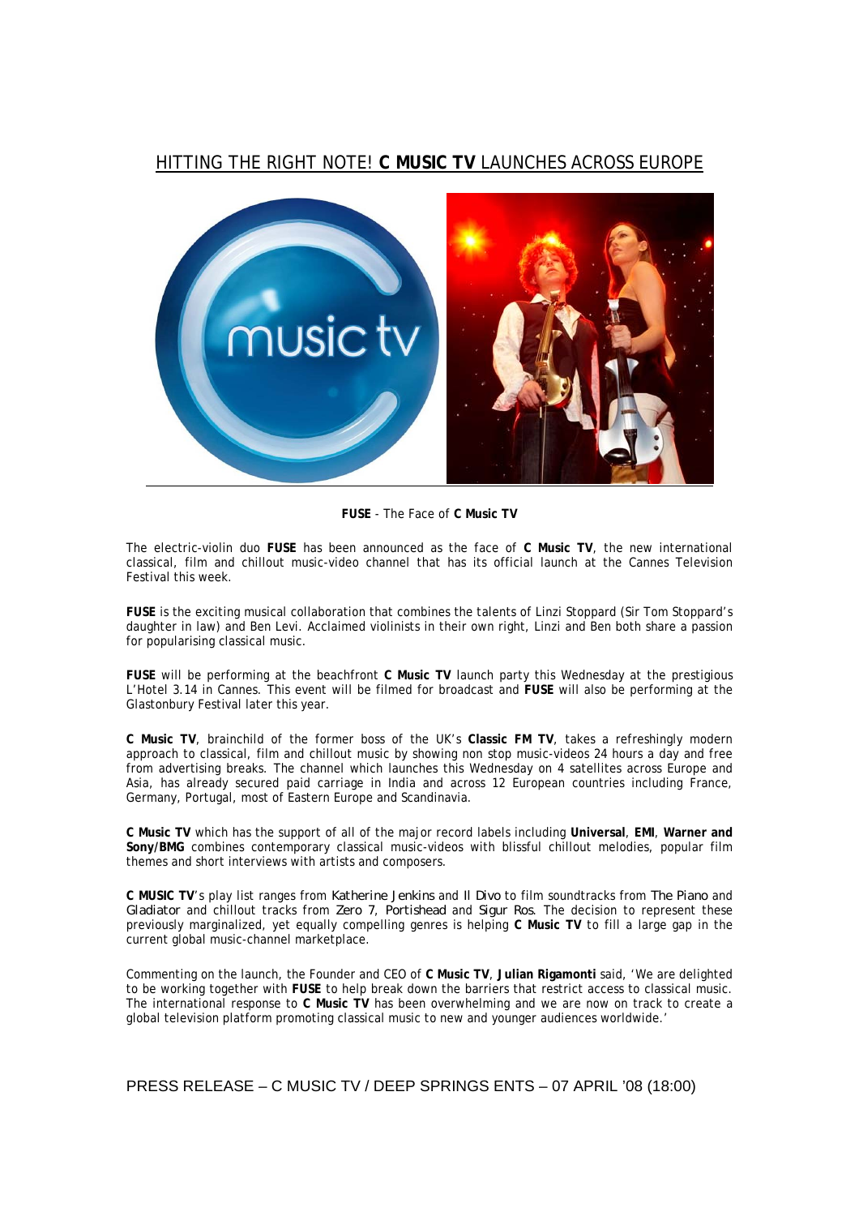# HITTING THE RIGHT NOTE! **C MUSIC TV** LAUNCHES ACROSS EUROPE

**FUSE** - The Face of **C Music TV**

The electric-violin duo **FUSE** has been announced as the face of **C Music TV**, the new international classical, film and chillout music-video channel that has its official launch at the Cannes Television Festival this week.

**FUSE** is the exciting musical collaboration that combines the talents of Linzi Stoppard (Sir Tom Stoppard's daughter in law) and Ben Levi. Acclaimed violinists in their own right, Linzi and Ben both share a passion for popularising classical music.

**FUSE** will be performing at the beachfront **C Music TV** launch party this Wednesday at the prestigious L'Hotel 3.14 in Cannes. This event will be filmed for broadcast and **FUSE** will also be performing at the Glastonbury Festival later this year.

**C Music TV**, brainchild of the former boss of the UK's **Classic FM TV**, takes a refreshingly modern approach to classical, film and chillout music by showing non stop music-videos 24 hours a day and free from advertising breaks. The channel which launches this Wednesday on 4 satellites across Europe and Asia, has already secured paid carriage in India and across 12 European countries including France, Germany, Portugal, most of Eastern Europe and Scandinavia.

**C Music TV** which has the support of all of the major record labels including **Universal**, **EMI**, **Warner and Sony/BMG** combines contemporary classical music-videos with blissful chillout melodies, popular film themes and short interviews with artists and composers.

**C MUSIC TV**'s play list ranges from Katherine Jenkins and Il Divo to film soundtracks from The Piano and Gladiator and chillout tracks from Zero 7, Portishead and Sigur Ros. The decision to represent these previously marginalized, yet equally compelling genres is helping **C Music TV** to fill a large gap in the current global music-channel marketplace.

Commenting on the launch, the Founder and CEO of **C Music TV**, **Julian Rigamonti** said, 'We are delighted to be working together with **FUSE** to help break down the barriers that restrict access to classical music. The international response to **C Music TV** has been overwhelming and we are now on track to create a global television platform promoting classical music to new and younger audiences worldwide.'

PRESS RELEASE – C MUSIC TV / DEEP SPRINGS ENTS – 07 APRIL '08 (18:00)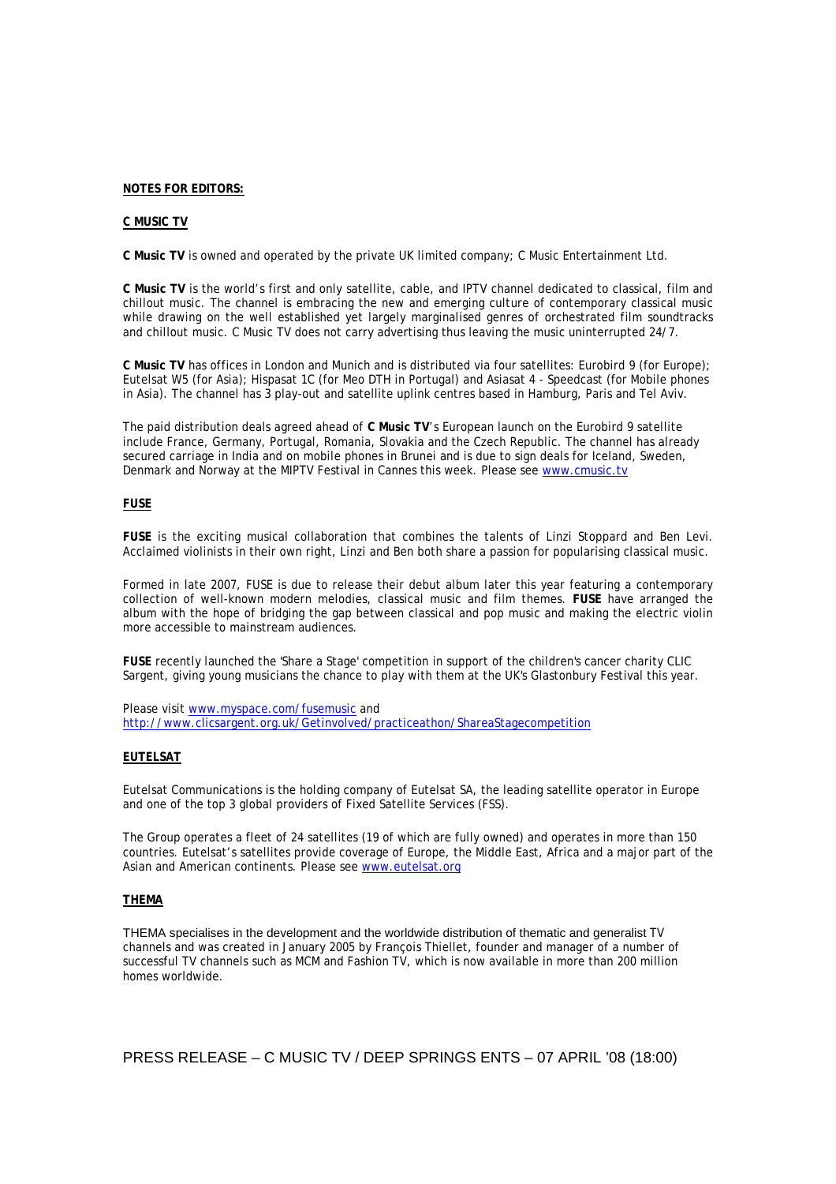**NOTES FOR EDITORS:**

**C MUSIC TV**

**C Music TV** is owned and operated by the private UK limited company; C Music Entertainment Ltd.

**C Music TV** is the world's first and only satellite, cable, and IPTV channel dedicated to classical, film and chillout music. The channel is embracing the new and emerging culture of contemporary classical music while drawing on the well established yet largely marginalised genres of orchestrated film soundtracks and chillout music. C Music TV does not carry advertising thus leaving the music uninterrupted 24/7.

**C Music TV** has offices in London and Munich and is distributed via four satellites: Eurobird 9 (for Europe); Eutelsat W5 (for Asia); Hispasat 1C (for Meo DTH in Portugal) and Asiasat 4 - Speedcast (for Mobile phones in Asia). The channel has 3 play-out and satellite uplink centres based in Hamburg, Paris and Tel Aviv.

The paid distribution deals agreed ahead of **C Music TV**'s European launch on the Eurobird 9 satellite include France, Germany, Portugal, Romania, Slovakia and the Czech Republic. The channel has already secured carriage in India and on mobile phones in Brunei and is due to sign deals for Iceland, Sweden, Denmark and Norway at the MIPTV Festival in Cannes this week. Please see www.cmusic.tv

**FUSE**

**FUSE** is the exciting musical collaboration that combines the talents of Linzi Stoppard and Ben Levi. Acclaimed violinists in their own right, Linzi and Ben both share a passion for popularising classical music.

Formed in late 2007, FUSE is due to release their debut album later this year featuring a contemporary collection of well-known modern melodies, classical music and film themes. **FUSE** have arranged the album with the hope of bridging the gap between classical and pop music and making the electric violin more accessible to mainstream audiences.

**FUSE** recently launched the 'Share a Stage' competition in support of the children's cancer charity CLIC Sargent, giving young musicians the chance to play with them at the UK's Glastonbury Festival this year.

Please visit www.myspace.com/fusemusic and http://www.clicsargent.org.uk/Getinvolved/practiceathon/ShareaStagecompetition

**EUTELSAT**

Eutelsat Communications is the holding company of Eutelsat SA, the leading satellite operator in Europe and one of the top 3 global providers of Fixed Satellite Services (FSS).

The Group operates a fleet of 24 satellites (19 of which are fully owned) and operates in more than 150 countries. Eutelsat's satellites provide coverage of Europe, the Middle East, Africa and a major part of the Asian and American continents. Please see www.eutelsat.org

**THEMA**

THEMA specialises in the development and the worldwide distribution of thematic and generalist TV channels and was created in January 2005 by François Thiellet, founder and manager of a number of successful TV channels such as MCM and Fashion TV, which is now available in more than 200 million homes worldwide.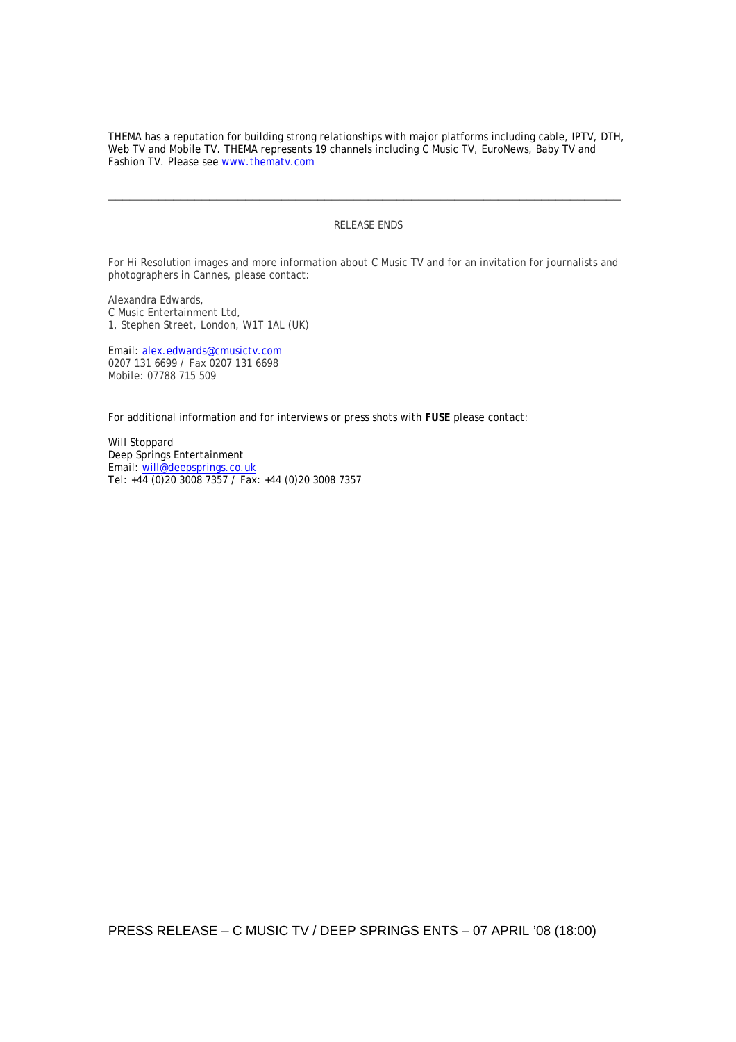THEMA has a reputation for building strong relationships with major platforms including cable, IPTV, DTH, Web TV and Mobile TV. THEMA represents 19 channels including C Music TV, EuroNews, Baby TV and Fashion TV. Please see www.thematv.com

---

RELEASE ENDS

For Hi Resolution images and more information about C Music TV and for an invitation for journalists and photographers in Cannes, please contact:

Alexandra Edwards,
C Music Entertainment Ltd,
1, Stephen Street, London, W1T 1AL (UK)

Email: alex.edwards@cmusictv.com
0207 131 6699 / Fax 0207 131 6698
Mobile: 07788 715 509

For additional information and for interviews or press shots with **FUSE** please contact:

Will Stoppard
Deep Springs Entertainment
Email: will@deepsprings.co.uk
Tel: +44 (0)20 3008 7357 / Fax: +44 (0)20 3008 7357